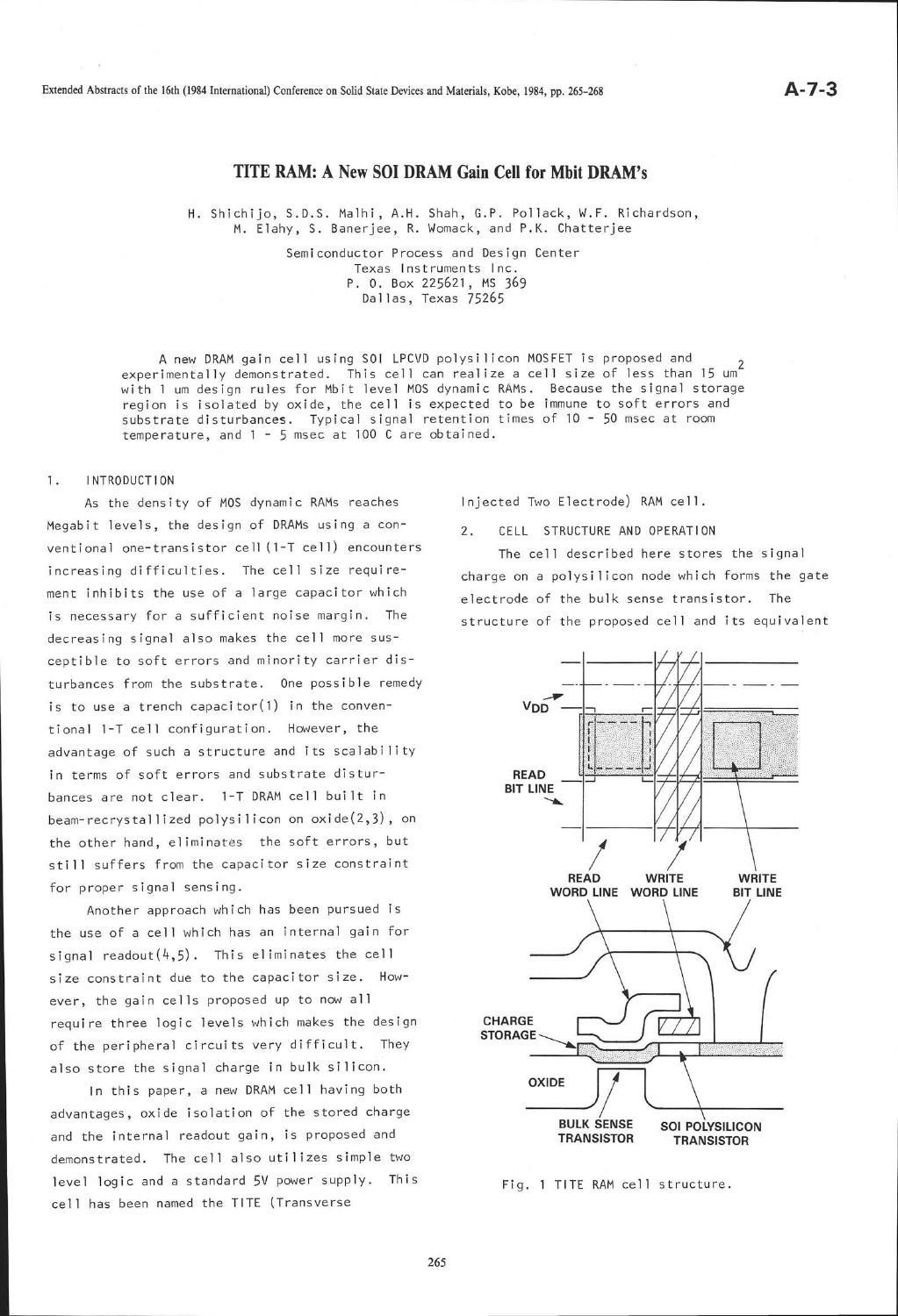# TITE RAM: A New SOI DRAM Gain Cell for Mbit DRAM's

H. Shichijo, S.D.S. Malhi, A.H. Shah, G.P. Pollack, W.F. Richardson, M. Elahy, S. Banerjee, R. Womack, and P.K. Chatterjee

Semiconductor Process and Design Center
Texas Instruments Inc.
P. O. Box 225621, MS 369
Dallas, Texas 75265

A new DRAM gain cell using SOI LPCVD polysilicon MOSFET is proposed and experimentally demonstrated. This cell can realize a cell size of less than 15 $um^2$ with 1 um design rules for Mbit level MOS dynamic RAMs. Because the signal storage region is isolated by oxide, the cell is expected to be immune to soft errors and substrate disturbances. Typical signal retention times of 10 - 50 msec at room temperature, and 1 - 5 msec at 100 C are obtained.

## 1. INTRODUCTION

As the density of MOS dynamic RAMs reaches Megabit levels, the design of DRAMs using a conventional one-transistor cell (1-T cell) encounters increasing difficulties. The cell size requirement inhibits the use of a large capacitor which is necessary for a sufficient noise margin. The decreasing signal also makes the cell more susceptible to soft errors and minority carrier disturbances from the substrate. One possible remedy is to use a trench capacitor(1) in the conventional 1-T cell configuration. However, the advantage of such a structure and its scalability in terms of soft errors and substrate disturbances are not clear. 1-T DRAM cell built in beam-recrystallized polysilicon on oxide(2,3), on the other hand, eliminates the soft errors, but still suffers from the capacitor size constraint for proper signal sensing.

Another approach which has been pursued is the use of a cell which has an internal gain for signal readout(4,5). This eliminates the cell size constraint due to the capacitor size. However, the gain cells proposed up to now all require three logic levels which makes the design of the peripheral circuits very difficult. They also store the signal charge in bulk silicon.

In this paper, a new DRAM cell having both advantages, oxide isolation of the stored charge and the internal readout gain, is proposed and demonstrated. The cell also utilizes simple two level logic and a standard 5V power supply. This cell has been named the TITE (Transverse Injected Two Electrode) RAM cell.

## 2. CELL STRUCTURE AND OPERATION

The cell described here stores the signal charge on a polysilicon node which forms the gate electrode of the bulk sense transistor. The structure of the proposed cell and its equivalent

Fig. 1 TITE RAM cell structure.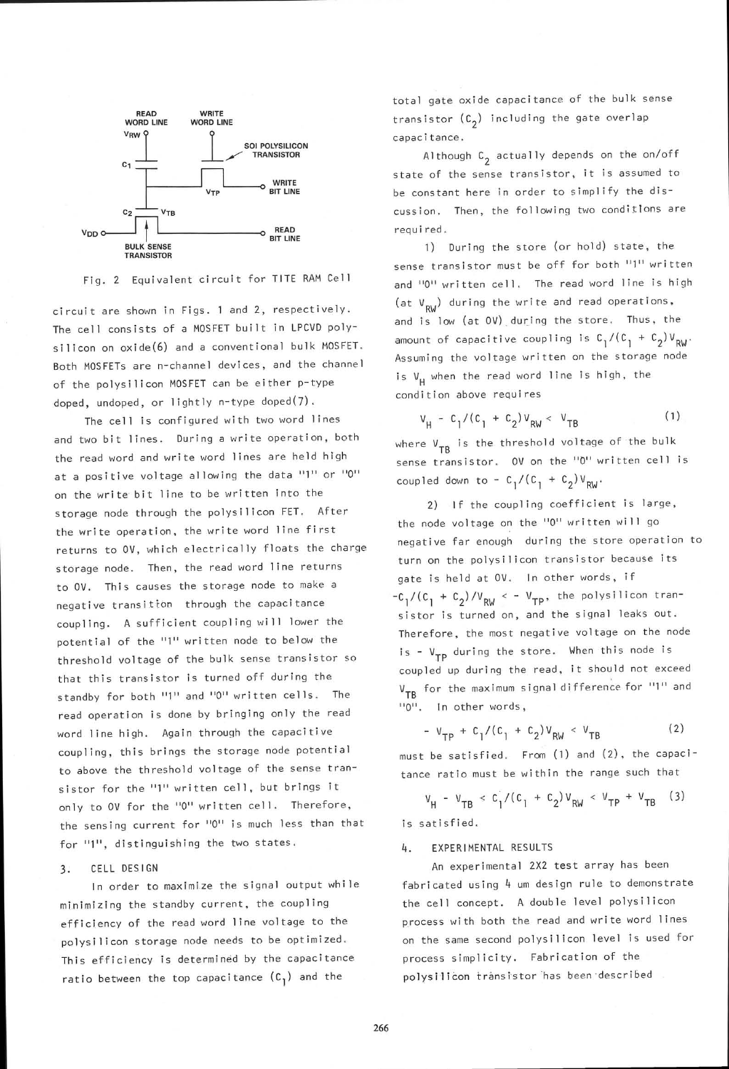Fig. 2 Equivalent circuit for TITE RAM Cell

circuit are shown in Figs. 1 and 2, respectively. The cell consists of a MOSFET built in LPCVD polysilicon on oxide(6) and a conventional bulk MOSFET. Both MOSFETs are n-channel devices, and the channel of the polysilicon MOSFET can be either p-type doped, undoped, or lightly n-type doped(7).

The cell is configured with two word lines and two bit lines. During a write operation, both the read word and write word lines are held high at a positive voltage allowing the data "1" or "0" on the write bit line to be written into the storage node through the polysilicon FET. After the write operation, the write word line first returns to 0V, which electrically floats the charge storage node. Then, the read word line returns to 0V. This causes the storage node to make a negative transition through the capacitance coupling. A sufficient coupling will lower the potential of the "1" written node to below the threshold voltage of the bulk sense transistor so that this transistor is turned off during the standby for both "1" and "0" written cells. The read operation is done by bringing only the read word line high. Again through the capacitive coupling, this brings the storage node potential to above the threshold voltage of the sense transistor for the "1" written cell, but brings it only to 0V for the "0" written cell. Therefore, the sensing current for "0" is much less than that for "1", distinguishing the two states.

## 3. CELL DESIGN

In order to maximize the signal output while minimizing the standby current, the coupling efficiency of the read word line voltage to the polysilicon storage node needs to be optimized. This efficiency is determined by the capacitance ratio between the top capacitance ($C_1$) and the total gate oxide capacitance of the bulk sense transistor ($C_2$) including the gate overlap capacitance.

Although $C_2$ actually depends on the on/off state of the sense transistor, it is assumed to be constant here in order to simplify the discussion. Then, the following two conditions are required.

1) During the store (or hold) state, the sense transistor must be off for both "1" written and "0" written cell. The read word line is high (at $V_{RW}$) during the write and read operations, and is low (at 0V) during the store. Thus, the amount of capacitive coupling is $C_1/(C_1 + C_2)V_{RW}$. Assuming the voltage written on the storage node is $V_H$ when the read word line is high, the condition above requires

$$V_H - C_1/(C_1 + C_2)V_{RW} < V_{TB} \quad (1)$$

where $V_{TB}$ is the threshold voltage of the bulk sense transistor. 0V on the "0" written cell is coupled down to $-C_1/(C_1 + C_2)V_{RW}$.

2) If the coupling coefficient is large, the node voltage on the "0" written will go negative far enough during the store operation to turn on the polysilicon transistor because its gate is held at 0V. In other words, if $-C_1/(C_1 + C_2)/V_{RW} < -V_{TP}$, the polysilicon transistor is turned on, and the signal leaks out. Therefore, the most negative voltage on the node is $-V_{TP}$ during the store. When this node is coupled up during the read, it should not exceed $V_{TB}$ for the maximum signal difference for "1" and "0". In other words,

$$-V_{TP} + C_1/(C_1 + C_2)V_{RW} < V_{TB} \quad (2)$$

must be satisfied. From (1) and (2), the capacitance ratio must be within the range such that

$$V_H - V_{TB} < C_1/(C_1 + C_2)V_{RW} < V_{TP} + V_{TB} \quad (3)$$

is satisfied.

## 4. EXPERIMENTAL RESULTS

An experimental 2X2 test array has been fabricated using 4 um design rule to demonstrate the cell concept. A double level polysilicon process with both the read and write word lines on the same second polysilicon level is used for process simplicity. Fabrication of the polysilicon transistor has been described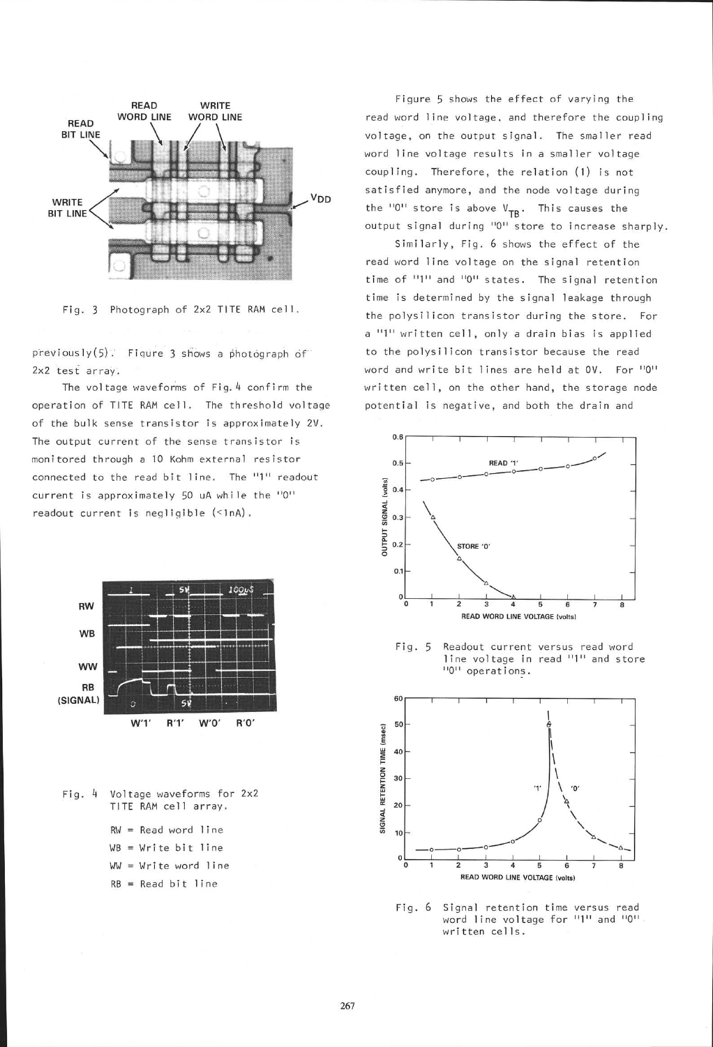Fig. 3 Photograph of 2x2 TITE RAM cell.

previously(5). Figure 3 shows a photograph of 2x2 test array.

The voltage waveforms of Fig. 4 confirm the operation of TITE RAM cell. The threshold voltage of the bulk sense transistor is approximately 2V. The output current of the sense transistor is monitored through a 10 Kohm external resistor connected to the read bit line. The "1" readout current is approximately 50 uA while the "0" readout current is negligible (<1nA).

Fig. 4 Voltage waveforms for 2x2 TITE RAM cell array.

RW = Read word line

WB = Write bit line

WW = Write word line

RB = Read bit line

Figure 5 shows the effect of varying the read word line voltage, and therefore the coupling voltage, on the output signal. The smaller read word line voltage results in a smaller voltage coupling. Therefore, the relation (1) is not satisfied anymore, and the node voltage during the "0" store is above $V_{TB}$. This causes the output signal during "0" store to increase sharply.

Similarly, Fig. 6 shows the effect of the read word line voltage on the signal retention time of "1" and "0" states. The signal retention time is determined by the signal leakage through the polysilicon transistor during the store. For a "1" written cell, only a drain bias is applied to the polysilicon transistor because the read word and write bit lines are held at 0V. For "0" written cell, on the other hand, the storage node potential is negative, and both the drain and

Fig. 5 Readout current versus read word line voltage in read "1" and store "0" operations.

Fig. 6 Signal retention time versus read word line voltage for "1" and "0" written cells.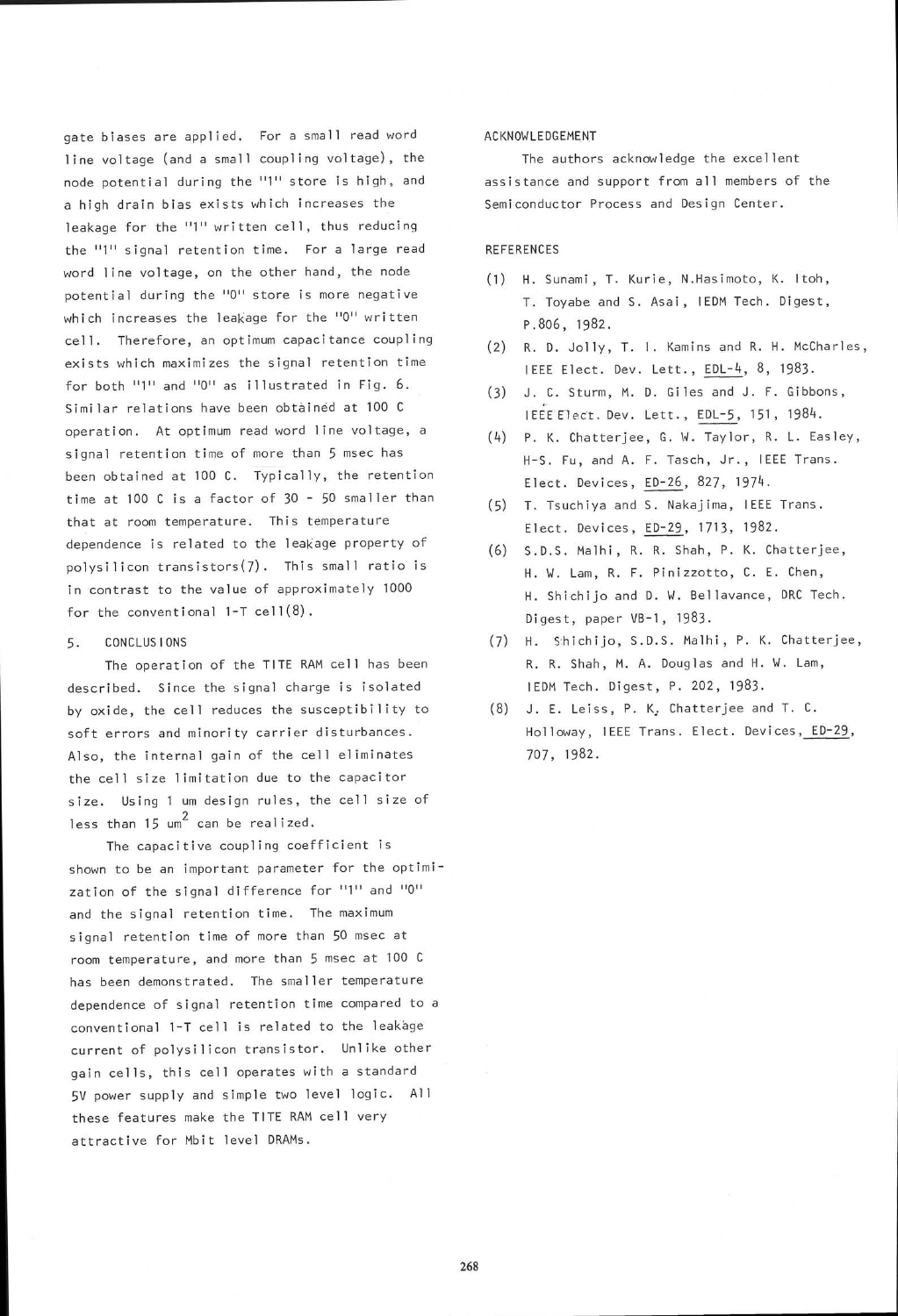gate biases are applied. For a small read word line voltage (and a small coupling voltage), the node potential during the "1" store is high, and a high drain bias exists which increases the leakage for the "1" written cell, thus reducing the "1" signal retention time. For a large read word line voltage, on the other hand, the node potential during the "0" store is more negative which increases the leakage for the "0" written cell. Therefore, an optimum capacitance coupling exists which maximizes the signal retention time for both "1" and "0" as illustrated in Fig. 6. Similar relations have been obtained at 100 C operation. At optimum read word line voltage, a signal retention time of more than 5 msec has been obtained at 100 C. Typically, the retention time at 100 C is a factor of 30 - 50 smaller than that at room temperature. This temperature dependence is related to the leakage property of polysilicon transistors(7). This small ratio is in contrast to the value of approximately 1000 for the conventional 1-T cell(8).

## 5. CONCLUSIONS

The operation of the TITE RAM cell has been described. Since the signal charge is isolated by oxide, the cell reduces the susceptibility to soft errors and minority carrier disturbances. Also, the internal gain of the cell eliminates the cell size limitation due to the capacitor size. Using 1 um design rules, the cell size of less than 15 $um^2$ can be realized.

The capacitive coupling coefficient is shown to be an important parameter for the optimization of the signal difference for "1" and "0" and the signal retention time. The maximum signal retention time of more than 50 msec at room temperature, and more than 5 msec at 100 C has been demonstrated. The smaller temperature dependence of signal retention time compared to a conventional 1-T cell is related to the leakage current of polysilicon transistor. Unlike other gain cells, this cell operates with a standard 5V power supply and simple two level logic. All these features make the TITE RAM cell very attractive for Mbit level DRAMs.

## ACKNOWLEDGEMENT

The authors acknowledge the excellent assistance and support from all members of the Semiconductor Process and Design Center.

## REFERENCES

(1) H. Sunami, T. Kurie, N.Hasimoto, K. Itoh, T. Toyabe and S. Asai, IEDM Tech. Digest, P.806, 1982.

(2) R. D. Jolly, T. I. Kamins and R. H. McCharles, IEEE Elect. Dev. Lett., EDL-4, 8, 1983.

(3) J. C. Sturm, M. D. Giles and J. F. Gibbons, IEEE Elect. Dev. Lett., EDL-5, 151, 1984.

(4) P. K. Chatterjee, G. W. Taylor, R. L. Easley, H-S. Fu, and A. F. Tasch, Jr., IEEE Trans. Elect. Devices, ED-26, 827, 1974.

(5) T. Tsuchiya and S. Nakajima, IEEE Trans. Elect. Devices, ED-29, 1713, 1982.

(6) S.D.S. Malhi, R. R. Shah, P. K. Chatterjee, H. W. Lam, R. F. Pinizzotto, C. E. Chen, H. Shichijo and D. W. Bellavance, DRC Tech. Digest, paper VB-1, 1983.

(7) H. Shichijo, S.D.S. Malhi, P. K. Chatterjee, R. R. Shah, M. A. Douglas and H. W. Lam, IEDM Tech. Digest, P. 202, 1983.

(8) J. E. Leiss, P. K. Chatterjee and T. C. Holloway, IEEE Trans. Elect. Devices, ED-29, 707, 1982.